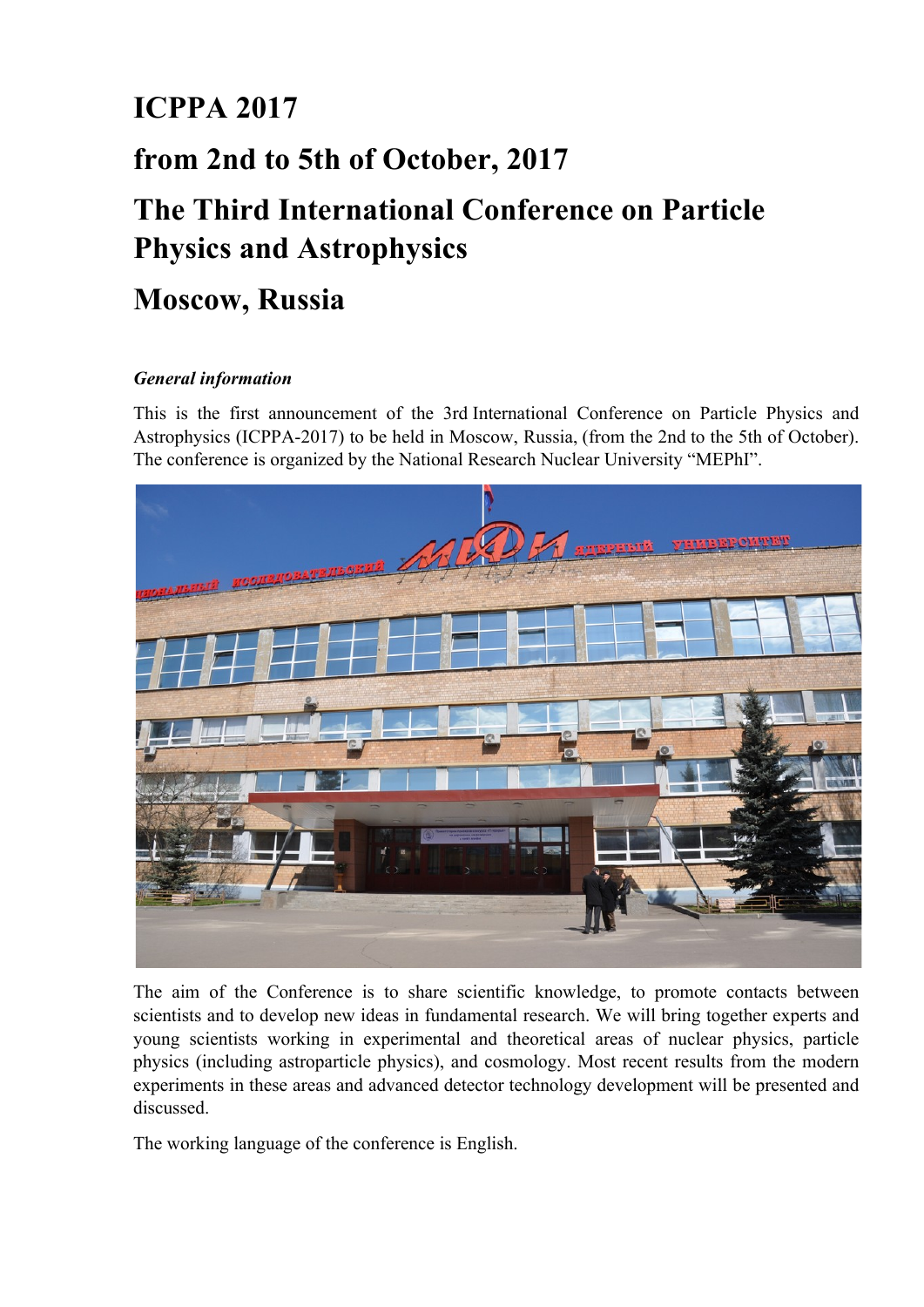# ICPPA 2017

# from 2nd to 5th of October, 2017

# The Third International Conference on Particle Physics and Astrophysics

# Moscow, Russia

***General information***

This is the first announcement of the 3rd International Conference on Particle Physics and Astrophysics (ICPPA-2017) to be held in Moscow, Russia, (from the 2nd to the 5th of October). The conference is organized by the National Research Nuclear University "MEPhI".

The aim of the Conference is to share scientific knowledge, to promote contacts between scientists and to develop new ideas in fundamental research. We will bring together experts and young scientists working in experimental and theoretical areas of nuclear physics, particle physics (including astroparticle physics), and cosmology. Most recent results from the modern experiments in these areas and advanced detector technology development will be presented and discussed.

The working language of the conference is English.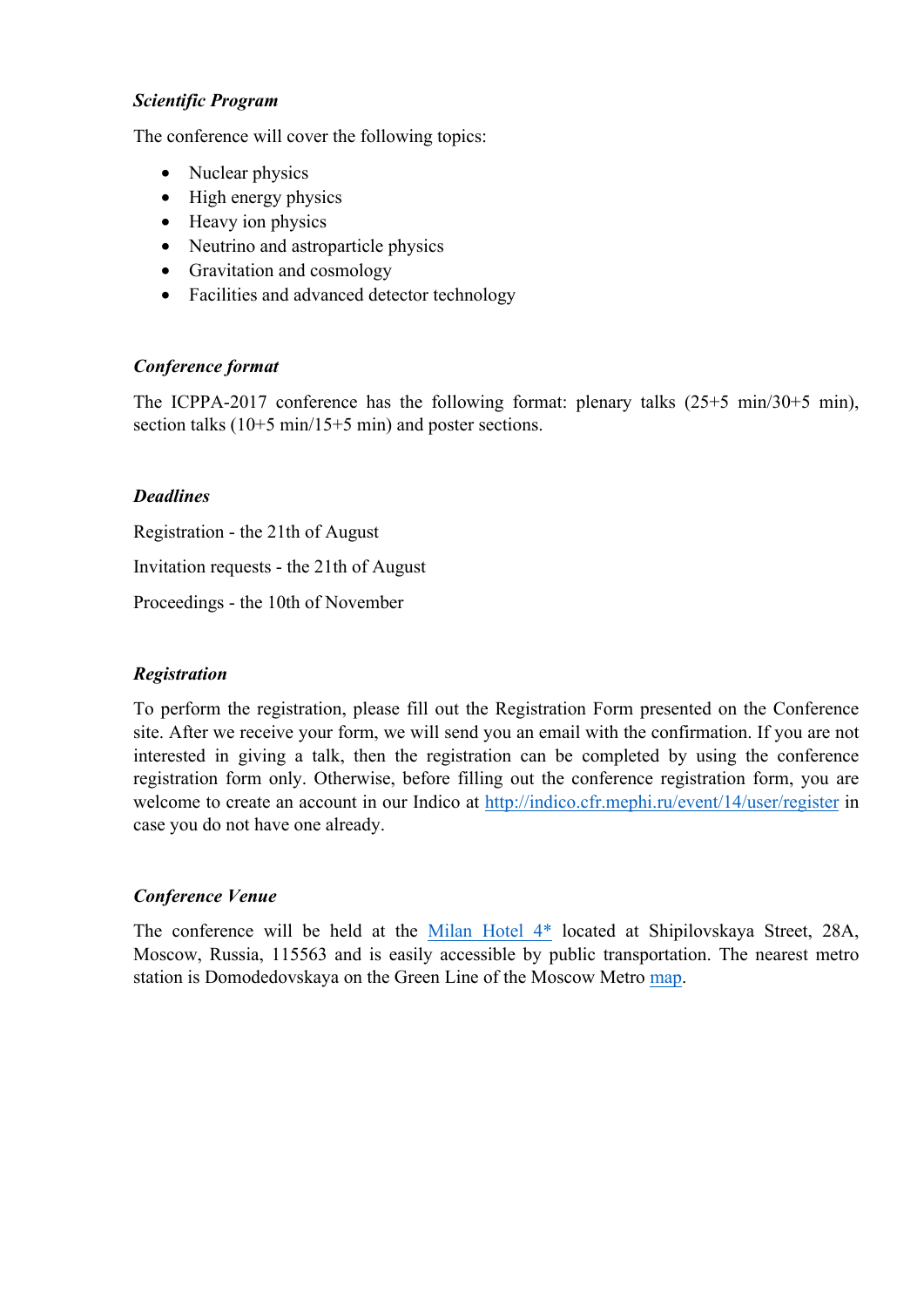### *Scientific Program*

The conference will cover the following topics:

- Nuclear physics
- High energy physics
- Heavy ion physics
- Neutrino and astroparticle physics
- Gravitation and cosmology
- Facilities and advanced detector technology

### *Conference format*

The ICPPA-2017 conference has the following format: plenary talks (25+5 min/30+5 min), section talks (10+5 min/15+5 min) and poster sections.

### *Deadlines*

Registration - the 21th of August

Invitation requests - the 21th of August

Proceedings - the 10th of November

### *Registration*

To perform the registration, please fill out the Registration Form presented on the Conference site. After we receive your form, we will send you an email with the confirmation. If you are not interested in giving a talk, then the registration can be completed by using the conference registration form only. Otherwise, before filling out the conference registration form, you are welcome to create an account in our Indico at http://indico.cfr.mephi.ru/event/14/user/register in case you do not have one already.

### *Conference Venue*

The conference will be held at the Milan Hotel 4* located at Shipilovskaya Street, 28A, Moscow, Russia, 115563 and is easily accessible by public transportation. The nearest metro station is Domodedovskaya on the Green Line of the Moscow Metro map.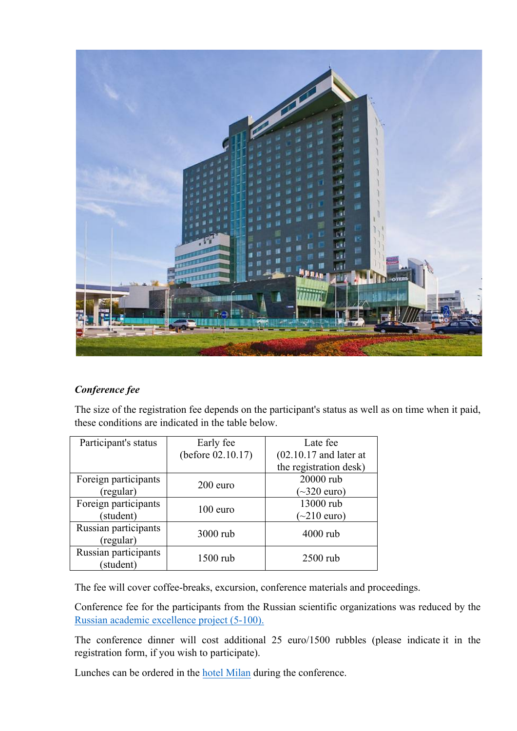***Conference fee***

The size of the registration fee depends on the participant's status as well as on time when it paid, these conditions are indicated in the table below.

| Participant's status | Early fee (before 02.10.17) | Late fee (02.10.17 and later at the registration desk) |
|---|---|---|
| Foreign participants (regular) | 200 euro | 20000 rub (~320 euro) |
| Foreign participants (student) | 100 euro | 13000 rub (~210 euro) |
| Russian participants (regular) | 3000 rub | 4000 rub |
| Russian participants (student) | 1500 rub | 2500 rub |

The fee will cover coffee-breaks, excursion, conference materials and proceedings.

Conference fee for the participants from the Russian scientific organizations was reduced by the Russian academic excellence project (5-100).

The conference dinner will cost additional 25 euro/1500 rubbles (please indicate it in the registration form, if you wish to participate).

Lunches can be ordered in the hotel Milan during the conference.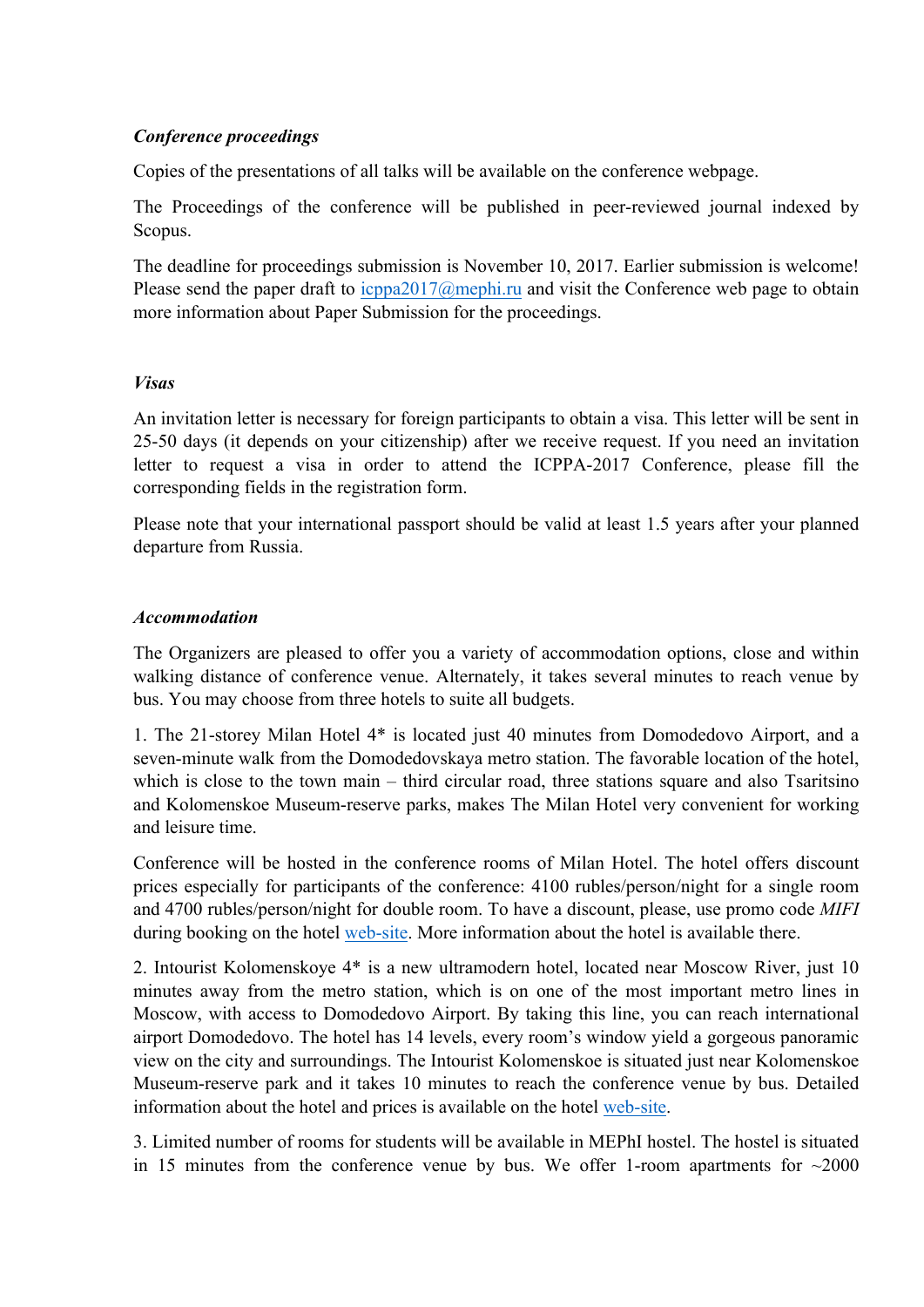***Conference proceedings***

Copies of the presentations of all talks will be available on the conference webpage.

The Proceedings of the conference will be published in peer-reviewed journal indexed by Scopus.

The deadline for proceedings submission is November 10, 2017. Earlier submission is welcome! Please send the paper draft to icppa2017@mephi.ru and visit the Conference web page to obtain more information about Paper Submission for the proceedings.

***Visas***

An invitation letter is necessary for foreign participants to obtain a visa. This letter will be sent in 25-50 days (it depends on your citizenship) after we receive request. If you need an invitation letter to request a visa in order to attend the ICPPA-2017 Conference, please fill the corresponding fields in the registration form.

Please note that your international passport should be valid at least 1.5 years after your planned departure from Russia.

***Accommodation***

The Organizers are pleased to offer you a variety of accommodation options, close and within walking distance of conference venue. Alternately, it takes several minutes to reach venue by bus. You may choose from three hotels to suite all budgets.

1. The 21-storey Milan Hotel 4* is located just 40 minutes from Domodedovo Airport, and a seven-minute walk from the Domodedovskaya metro station. The favorable location of the hotel, which is close to the town main – third circular road, three stations square and also Tsaritsino and Kolomenskoe Museum-reserve parks, makes The Milan Hotel very convenient for working and leisure time.

Conference will be hosted in the conference rooms of Milan Hotel. The hotel offers discount prices especially for participants of the conference: 4100 rubles/person/night for a single room and 4700 rubles/person/night for double room. To have a discount, please, use promo code *MIFI* during booking on the hotel web-site. More information about the hotel is available there.

2. Intourist Kolomenskoye 4* is a new ultramodern hotel, located near Moscow River, just 10 minutes away from the metro station, which is on one of the most important metro lines in Moscow, with access to Domodedovo Airport. By taking this line, you can reach international airport Domodedovo. The hotel has 14 levels, every room's window yield a gorgeous panoramic view on the city and surroundings. The Intourist Kolomenskoe is situated just near Kolomenskoe Museum-reserve park and it takes 10 minutes to reach the conference venue by bus. Detailed information about the hotel and prices is available on the hotel web-site.

3. Limited number of rooms for students will be available in MEPhI hostel. The hostel is situated in 15 minutes from the conference venue by bus. We offer 1-room apartments for ~2000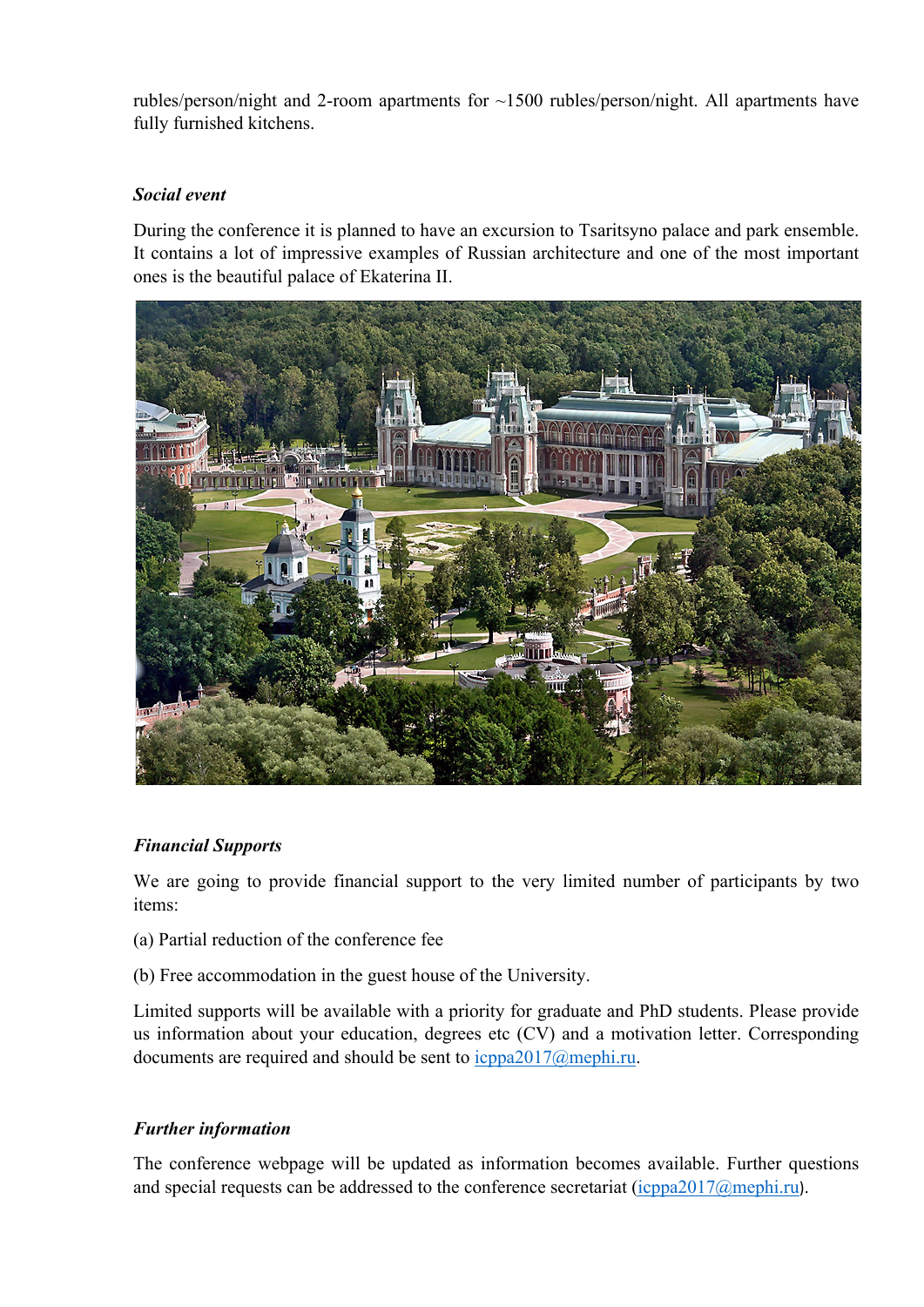rubles/person/night and 2-room apartments for ~1500 rubles/person/night. All apartments have fully furnished kitchens.

### *Social event*

During the conference it is planned to have an excursion to Tsaritsyno palace and park ensemble. It contains a lot of impressive examples of Russian architecture and one of the most important ones is the beautiful palace of Ekaterina II.

### *Financial Supports*

We are going to provide financial support to the very limited number of participants by two items:

(a) Partial reduction of the conference fee

(b) Free accommodation in the guest house of the University.

Limited supports will be available with a priority for graduate and PhD students. Please provide us information about your education, degrees etc (CV) and a motivation letter. Corresponding documents are required and should be sent to icppa2017@mephi.ru.

### *Further information*

The conference webpage will be updated as information becomes available. Further questions and special requests can be addressed to the conference secretariat (icppa2017@mephi.ru).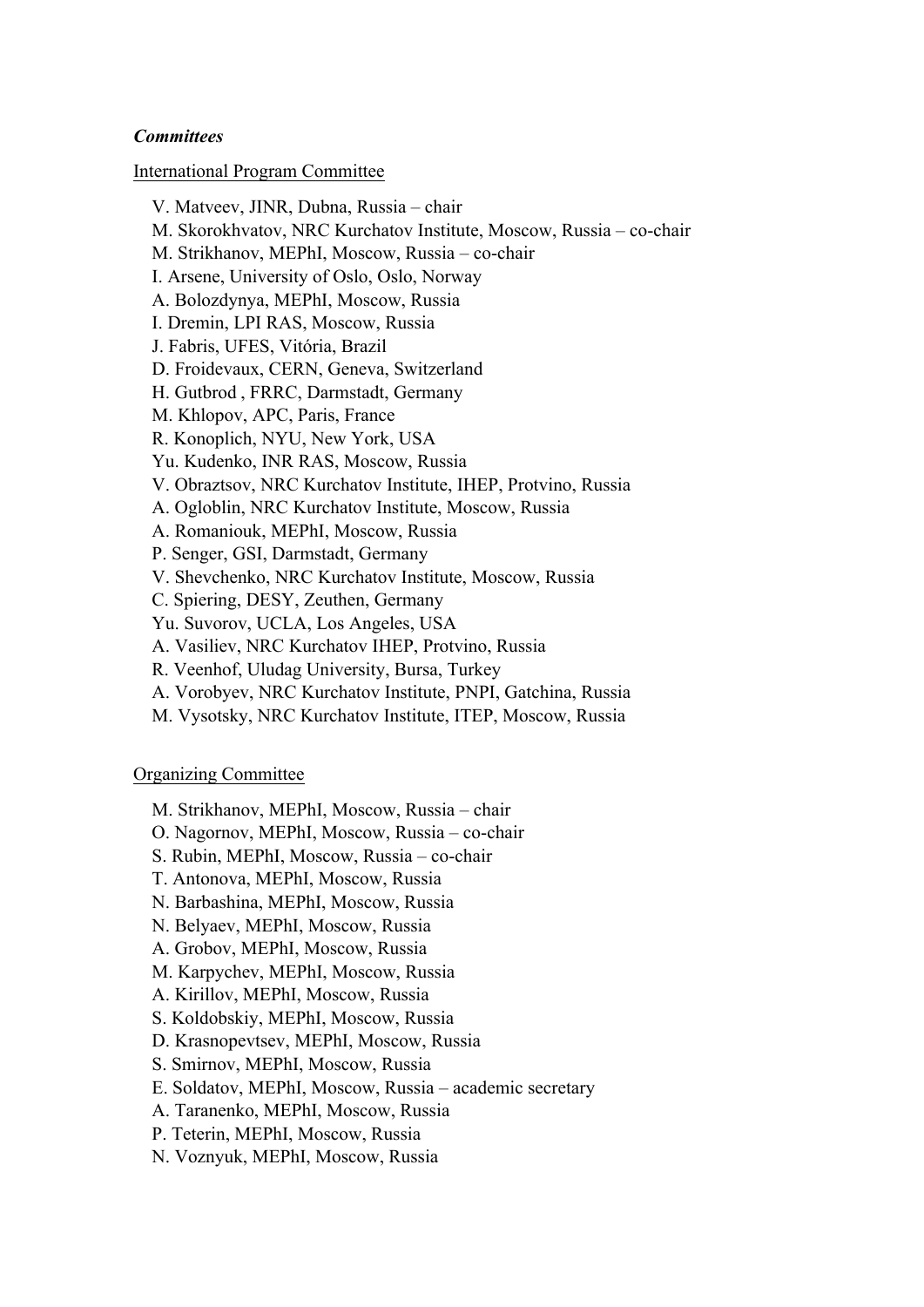***Committees***

International Program Committee

V. Matveev, JINR, Dubna, Russia – chair
M. Skorokhvatov, NRC Kurchatov Institute, Moscow, Russia – co-chair
M. Strikhanov, MEPhI, Moscow, Russia – co-chair
I. Arsene, University of Oslo, Oslo, Norway
A. Bolozdynya, MEPhI, Moscow, Russia
I. Dremin, LPI RAS, Moscow, Russia
J. Fabris, UFES, Vitória, Brazil
D. Froidevaux, CERN, Geneva, Switzerland
H. Gutbrod , FRRC, Darmstadt, Germany
M. Khlopov, APC, Paris, France
R. Konoplich, NYU, New York, USA
Yu. Kudenko, INR RAS, Moscow, Russia
V. Obraztsov, NRC Kurchatov Institute, IHEP, Protvino, Russia
A. Ogloblin, NRC Kurchatov Institute, Moscow, Russia
A. Romaniouk, MEPhI, Moscow, Russia
P. Senger, GSI, Darmstadt, Germany
V. Shevchenko, NRC Kurchatov Institute, Moscow, Russia
C. Spiering, DESY, Zeuthen, Germany
Yu. Suvorov, UCLA, Los Angeles, USA
A. Vasiliev, NRC Kurchatov IHEP, Protvino, Russia
R. Veenhof, Uludag University, Bursa, Turkey
A. Vorobyev, NRC Kurchatov Institute, PNPI, Gatchina, Russia
M. Vysotsky, NRC Kurchatov Institute, ITEP, Moscow, Russia

Organizing Committee

M. Strikhanov, MEPhI, Moscow, Russia – chair
O. Nagornov, MEPhI, Moscow, Russia – co-chair
S. Rubin, MEPhI, Moscow, Russia – co-chair
T. Antonova, MEPhI, Moscow, Russia
N. Barbashina, MEPhI, Moscow, Russia
N. Belyaev, MEPhI, Moscow, Russia
A. Grobov, MEPhI, Moscow, Russia
M. Karpychev, MEPhI, Moscow, Russia
A. Kirillov, MEPhI, Moscow, Russia
S. Koldobskiy, MEPhI, Moscow, Russia
D. Krasnopevtsev, MEPhI, Moscow, Russia
S. Smirnov, MEPhI, Moscow, Russia
E. Soldatov, MEPhI, Moscow, Russia – academic secretary
A. Taranenko, MEPhI, Moscow, Russia
P. Teterin, MEPhI, Moscow, Russia
N. Voznyuk, MEPhI, Moscow, Russia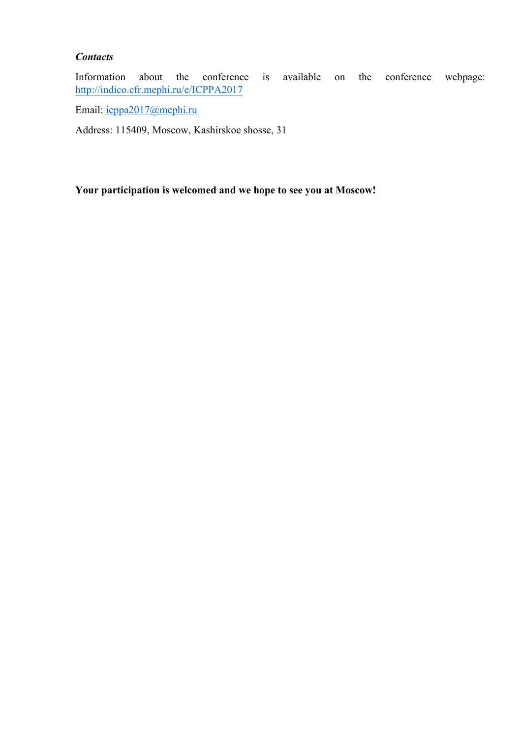***Contacts***

Information about the conference is available on the conference webpage: [http://indico.cfr.mephi.ru/e/ICPPA2017](http://indico.cfr.mephi.ru/e/ICPPA2017)

Email: [icppa2017@mephi.ru](mailto:icppa2017@mephi.ru)

Address: 115409, Moscow, Kashirskoe shosse, 31

**Your participation is welcomed and we hope to see you at Moscow!**